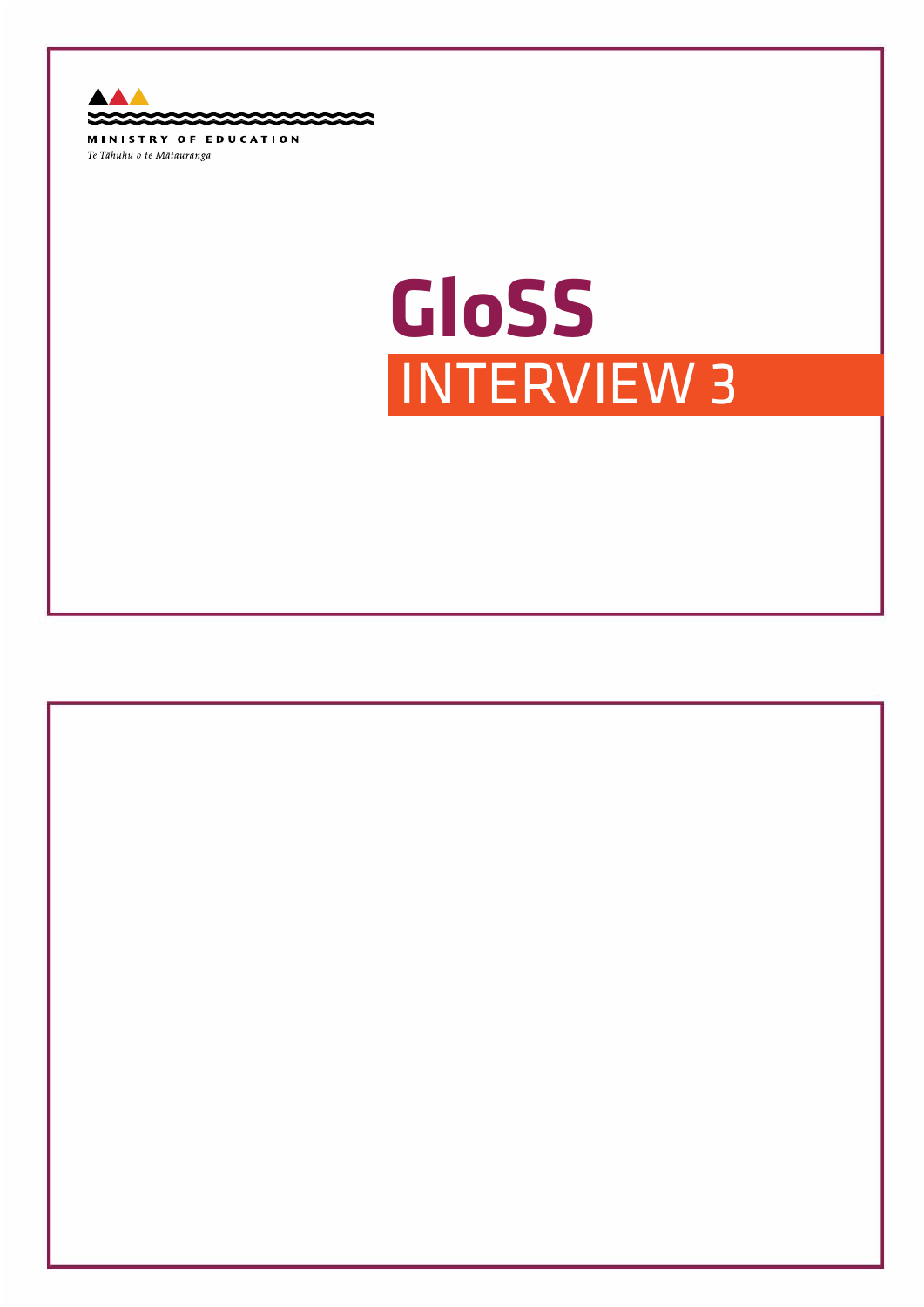MINISTRY OF EDUCATION

*Te Tāhuhu o te Mātauranga*

# GloSS

## INTERVIEW 3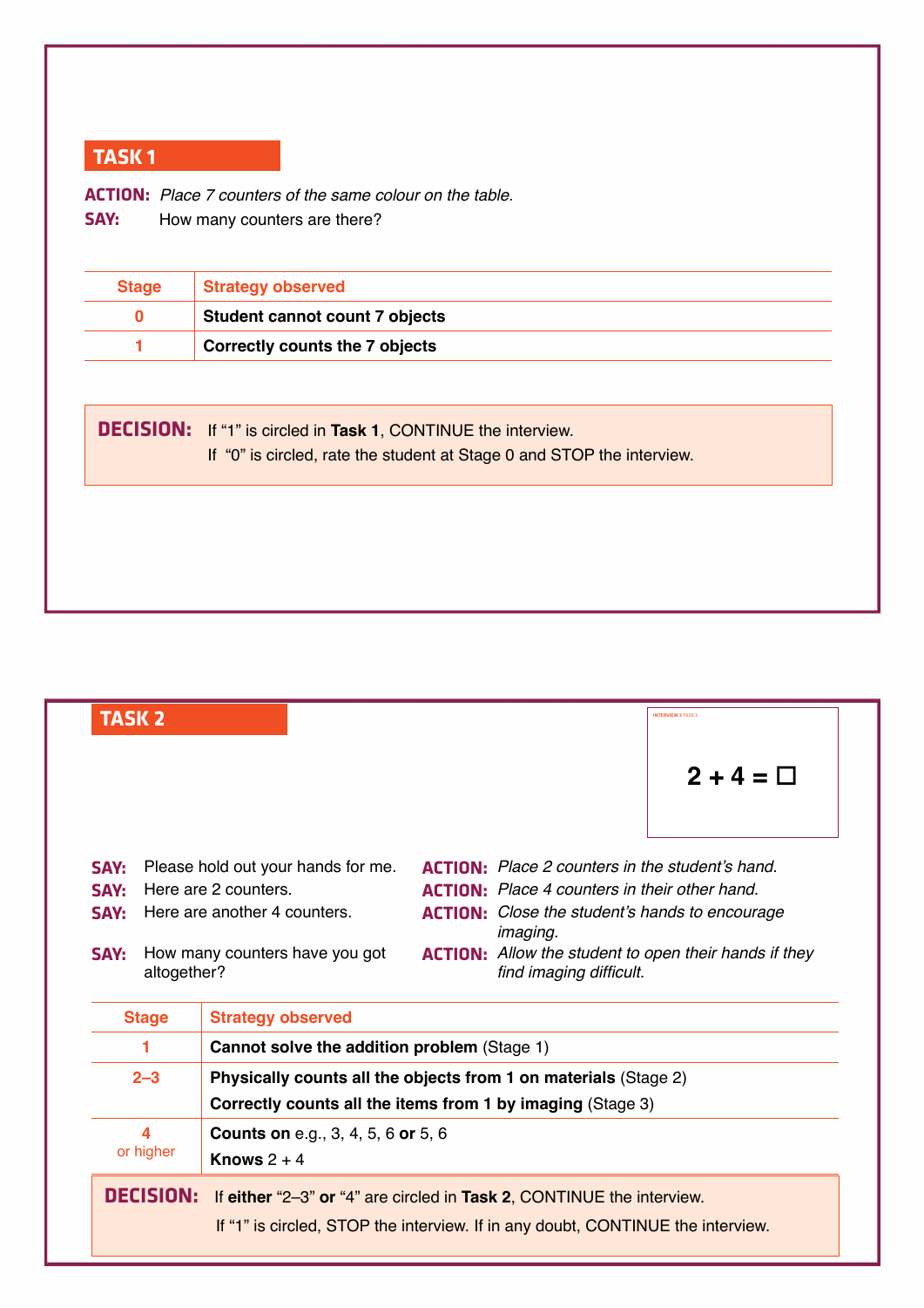## TASK 1

**ACTION:** *Place 7 counters of the same colour on the table.*
**SAY:** How many counters are there?

| Stage | Strategy observed |
|---|---|
| 0 | **Student cannot count 7 objects** |
| 1 | **Correctly counts the 7 objects** |

**DECISION:** If “1” is circled in **Task 1**, CONTINUE the interview.
If “0” is circled, rate the student at Stage 0 and STOP the interview.

## TASK 2

INTERVIEW 3 TASK 2

**2 + 4 = ☐**

**SAY:** Please hold out your hands for me.
**SAY:** Here are 2 counters.
**SAY:** Here are another 4 counters.
**SAY:** How many counters have you got altogether?

**ACTION:** *Place 2 counters in the student’s hand.*
**ACTION:** *Place 4 counters in their other hand.*
**ACTION:** *Close the student’s hands to encourage imaging.*
**ACTION:** *Allow the student to open their hands if they find imaging difficult.*

| Stage | Strategy observed |
|---|---|
| 1 | **Cannot solve the addition problem** (Stage 1) |
| 2–3 | **Physically counts all the objects from 1 on materials** (Stage 2)<br>**Correctly counts all the items from 1 by imaging** (Stage 3) |
| 4<br>or higher | **Counts on** e.g., 3, 4, 5, 6 **or** 5, 6<br>**Knows** 2 + 4 |

**DECISION:** If **either** “2–3” **or** “4” are circled in **Task 2**, CONTINUE the interview.
If “1” is circled, STOP the interview. If in any doubt, CONTINUE the interview.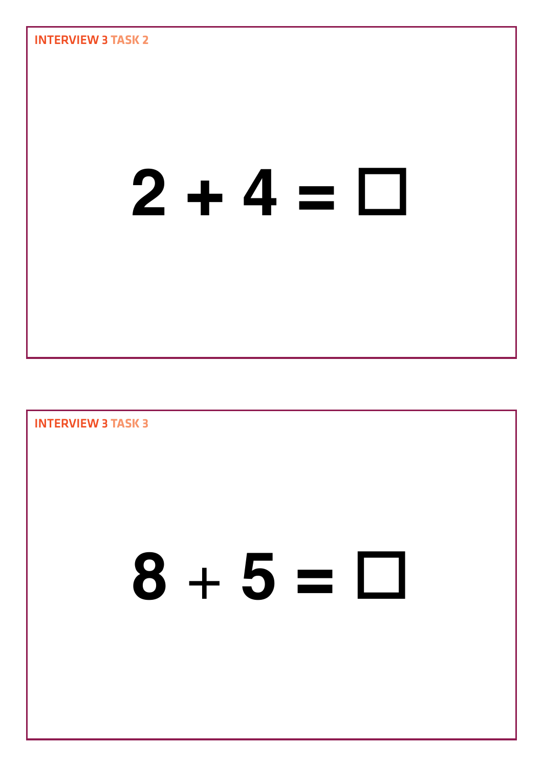## INTERVIEW 3 TASK 2

$$2 + 4 = \square$$

## INTERVIEW 3 TASK 3

$$8 + 5 = \square$$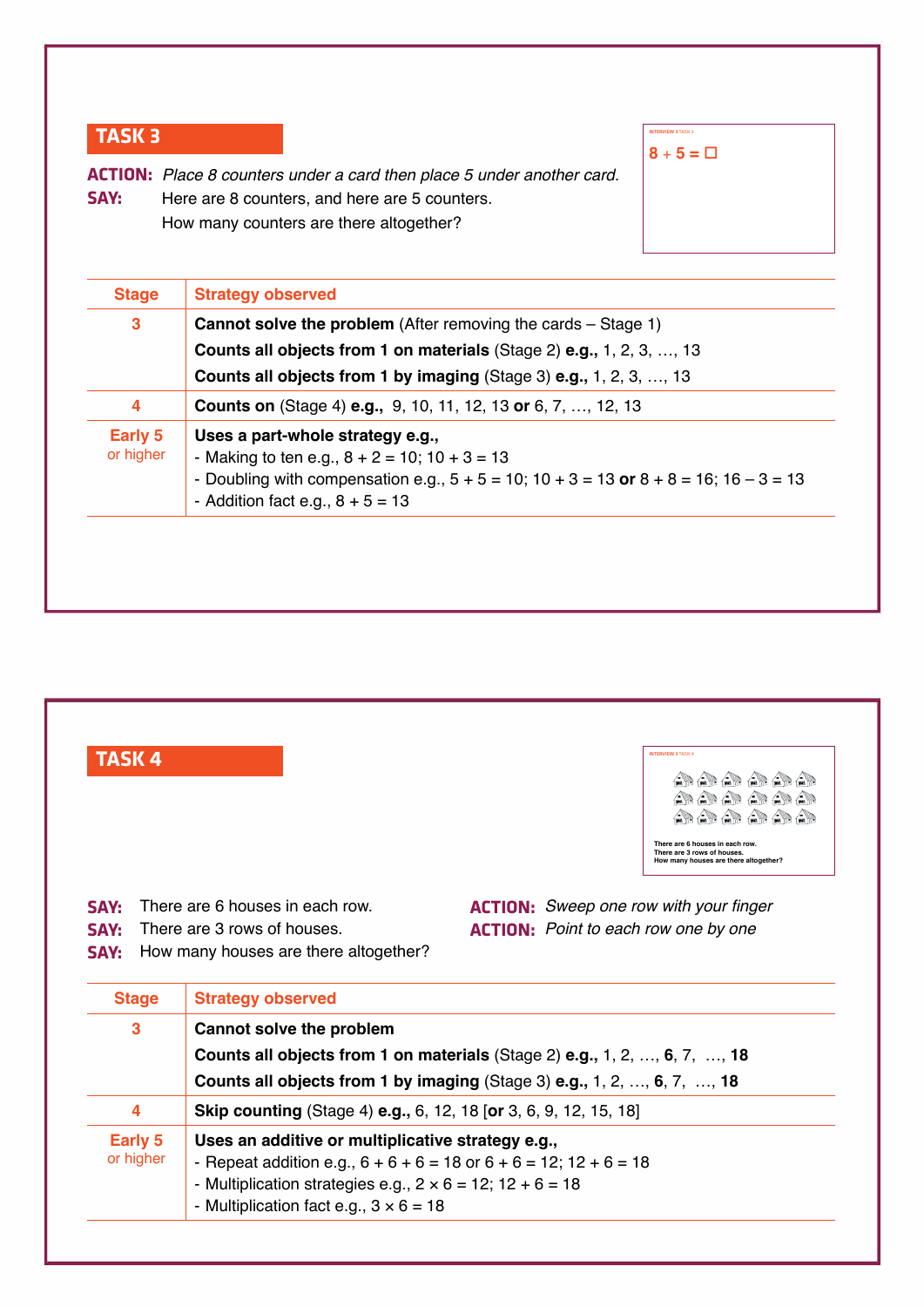## TASK 3

**ACTION:** *Place 8 counters under a card then place 5 under another card.*

**SAY:** Here are 8 counters, and here are 5 counters.
How many counters are there altogether?

INTERVIEW 3 TASK 3

$8 + 5 = \square$

| Stage | Strategy observed |
|---|---|
| 3 | **Cannot solve the problem** (After removing the cards – Stage 1)<br>**Counts all objects from 1 on materials** (Stage 2) **e.g.,** 1, 2, 3, …, 13<br>**Counts all objects from 1 by imaging** (Stage 3) **e.g.,** 1, 2, 3, …, 13 |
| 4 | **Counts on** (Stage 4) **e.g.,** 9, 10, 11, 12, 13 **or** 6, 7, …, 12, 13 |
| Early 5 or higher | **Uses a part-whole strategy e.g.,**<br>- Making to ten e.g., 8 + 2 = 10; 10 + 3 = 13<br>- Doubling with compensation e.g., 5 + 5 = 10; 10 + 3 = 13 **or** 8 + 8 = 16; 16 – 3 = 13<br>- Addition fact e.g., 8 + 5 = 13 |

## TASK 4

INTERVIEW 3 TASK 4

There are 6 houses in each row.
There are 3 rows of houses.
How many houses are there altogether?

**SAY:** There are 6 houses in each row. — **ACTION:** *Sweep one row with your finger*

**SAY:** There are 3 rows of houses. — **ACTION:** *Point to each row one by one*

**SAY:** How many houses are there altogether?

| Stage | Strategy observed |
|---|---|
| 3 | **Cannot solve the problem**<br>**Counts all objects from 1 on materials** (Stage 2) **e.g.,** 1, 2, …, **6**, 7, …, **18**<br>**Counts all objects from 1 by imaging** (Stage 3) **e.g.,** 1, 2, …, **6**, 7, …, **18** |
| 4 | **Skip counting** (Stage 4) **e.g.,** 6, 12, 18 [**or** 3, 6, 9, 12, 15, 18] |
| Early 5 or higher | **Uses an additive or multiplicative strategy e.g.,**<br>- Repeat addition e.g., 6 + 6 + 6 = 18 or 6 + 6 = 12; 12 + 6 = 18<br>- Multiplication strategies e.g., 2 × 6 = 12; 12 + 6 = 18<br>- Multiplication fact e.g., 3 × 6 = 18 |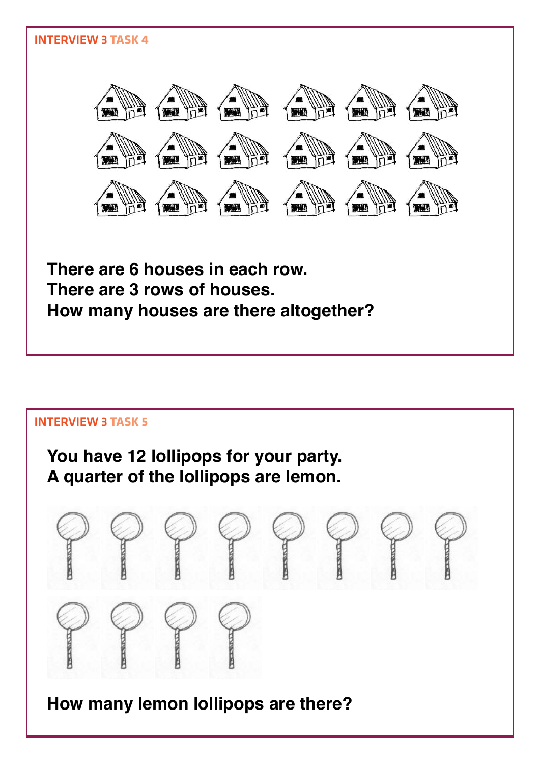## INTERVIEW 3 TASK 4

**There are 6 houses in each row.**
**There are 3 rows of houses.**
**How many houses are there altogether?**

## INTERVIEW 3 TASK 5

**You have 12 lollipops for your party.**
**A quarter of the lollipops are lemon.**

**How many lemon lollipops are there?**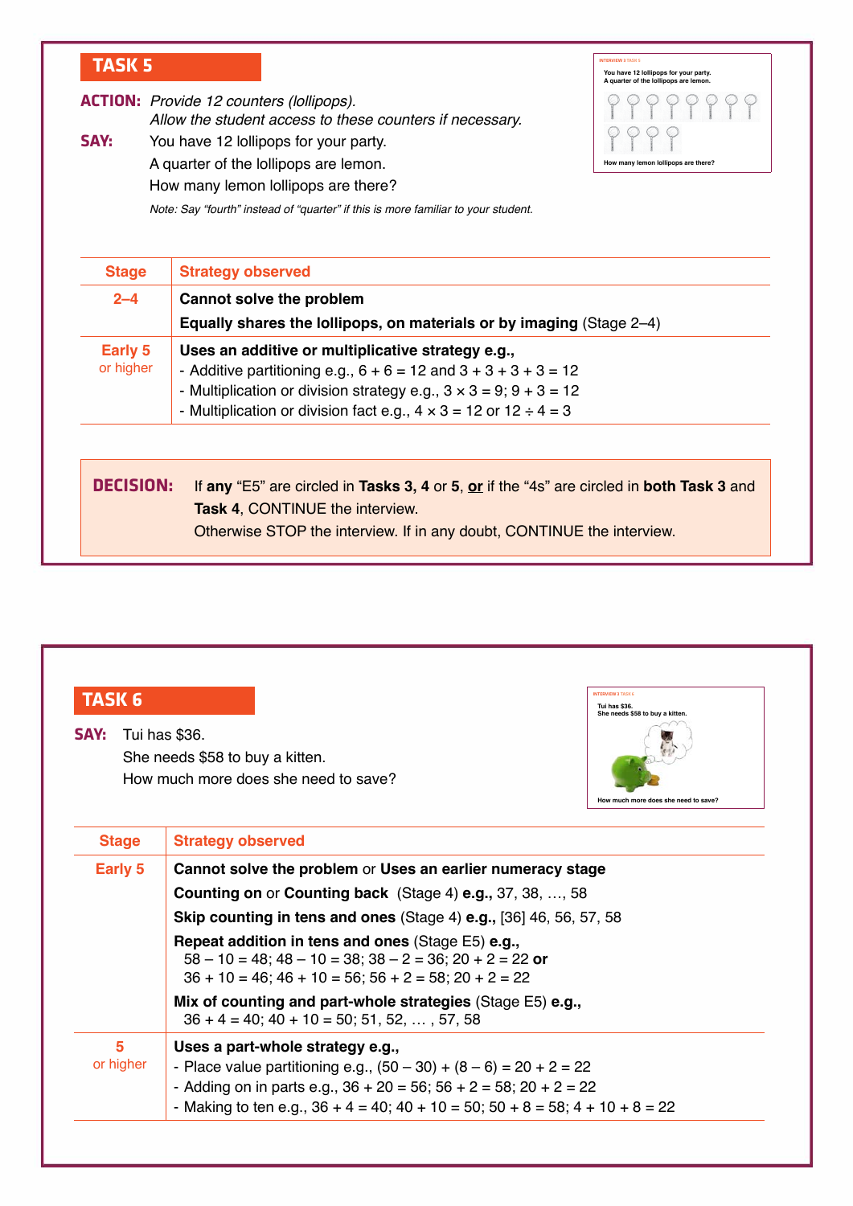## TASK 5

**ACTION:** *Provide 12 counters (lollipops).*
*Allow the student access to these counters if necessary.*

**SAY:** You have 12 lollipops for your party.
A quarter of the lollipops are lemon.
How many lemon lollipops are there?

*Note: Say "fourth" instead of "quarter" if this is more familiar to your student.*

| Stage | Strategy observed |
|---|---|
| 2–4 | **Cannot solve the problem**<br>**Equally shares the lollipops, on materials or by imaging** (Stage 2–4) |
| Early 5<br>or higher | **Uses an additive or multiplicative strategy e.g.,**<br>- Additive partitioning e.g., 6 + 6 = 12 and 3 + 3 + 3 + 3 = 12<br>- Multiplication or division strategy e.g., 3 × 3 = 9; 9 + 3 = 12<br>- Multiplication or division fact e.g., 4 × 3 = 12 or 12 ÷ 4 = 3 |

**DECISION:** If **any** "E5" are circled in **Tasks 3, 4** or **5**, **or** if the "4s" are circled in **both Task 3** and **Task 4**, CONTINUE the interview.
Otherwise STOP the interview. If in any doubt, CONTINUE the interview.

## TASK 6

**SAY:** Tui has $36.
She needs $58 to buy a kitten.
How much more does she need to save?

| Stage | Strategy observed |
|---|---|
| Early 5 | **Cannot solve the problem** or **Uses an earlier numeracy stage**<br>**Counting on** or **Counting back** (Stage 4) **e.g.,** 37, 38, …, 58<br>**Skip counting in tens and ones** (Stage 4) **e.g.,** [36] 46, 56, 57, 58<br>**Repeat addition in tens and ones** (Stage E5) **e.g.,**<br>58 – 10 = 48; 48 – 10 = 38; 38 – 2 = 36; 20 + 2 = 22 **or**<br>36 + 10 = 46; 46 + 10 = 56; 56 + 2 = 58; 20 + 2 = 22<br>**Mix of counting and part-whole strategies** (Stage E5) **e.g.,**<br>36 + 4 = 40; 40 + 10 = 50; 51, 52, … , 57, 58 |
| 5<br>or higher | **Uses a part-whole strategy e.g.,**<br>- Place value partitioning e.g., (50 – 30) + (8 – 6) = 20 + 2 = 22<br>- Adding on in parts e.g., 36 + 20 = 56; 56 + 2 = 58; 20 + 2 = 22<br>- Making to ten e.g., 36 + 4 = 40; 40 + 10 = 50; 50 + 8 = 58; 4 + 10 + 8 = 22 |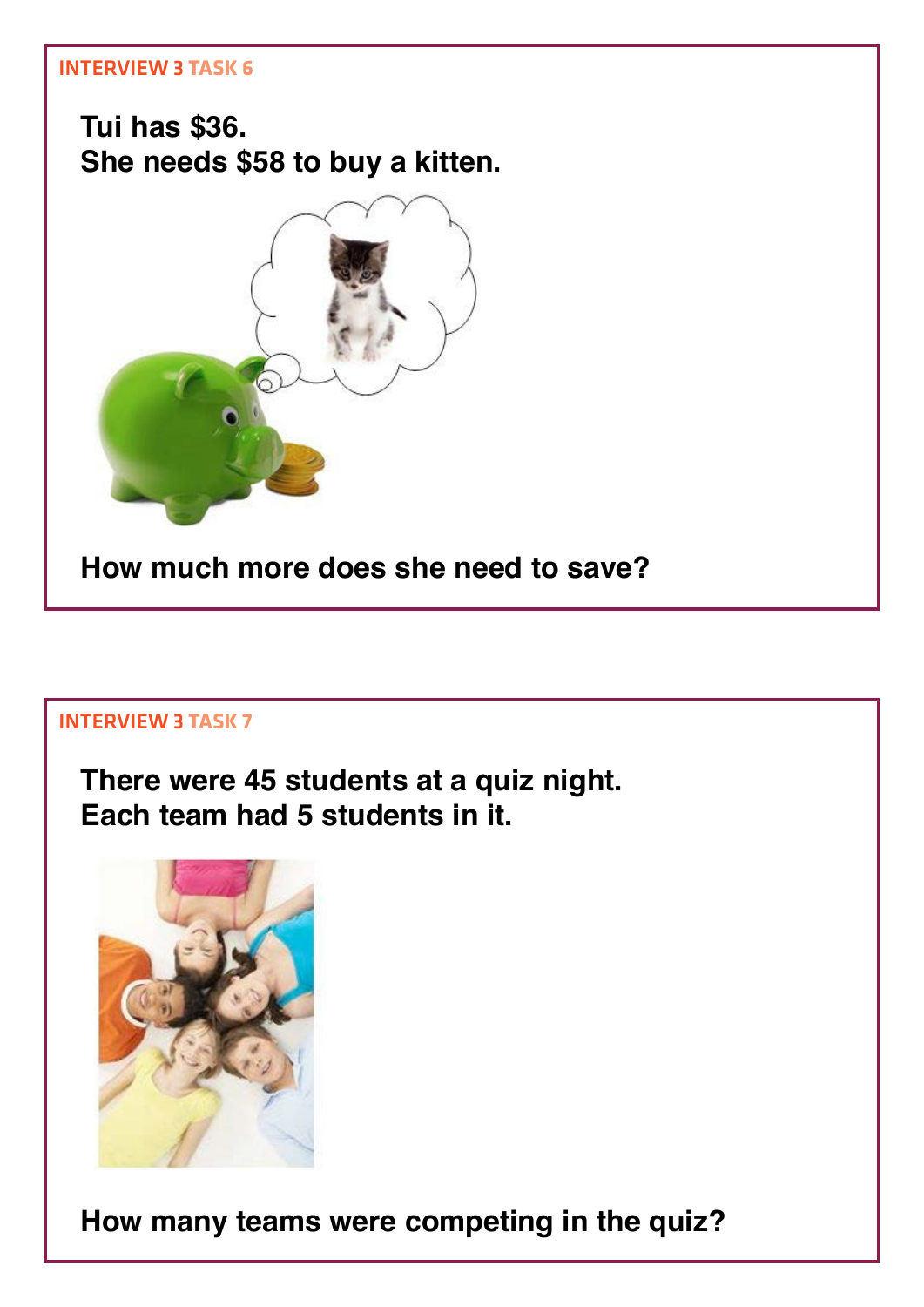## INTERVIEW 3 TASK 6

**Tui has $36.**
**She needs $58 to buy a kitten.**

**How much more does she need to save?**

## INTERVIEW 3 TASK 7

**There were 45 students at a quiz night.**
**Each team had 5 students in it.**

**How many teams were competing in the quiz?**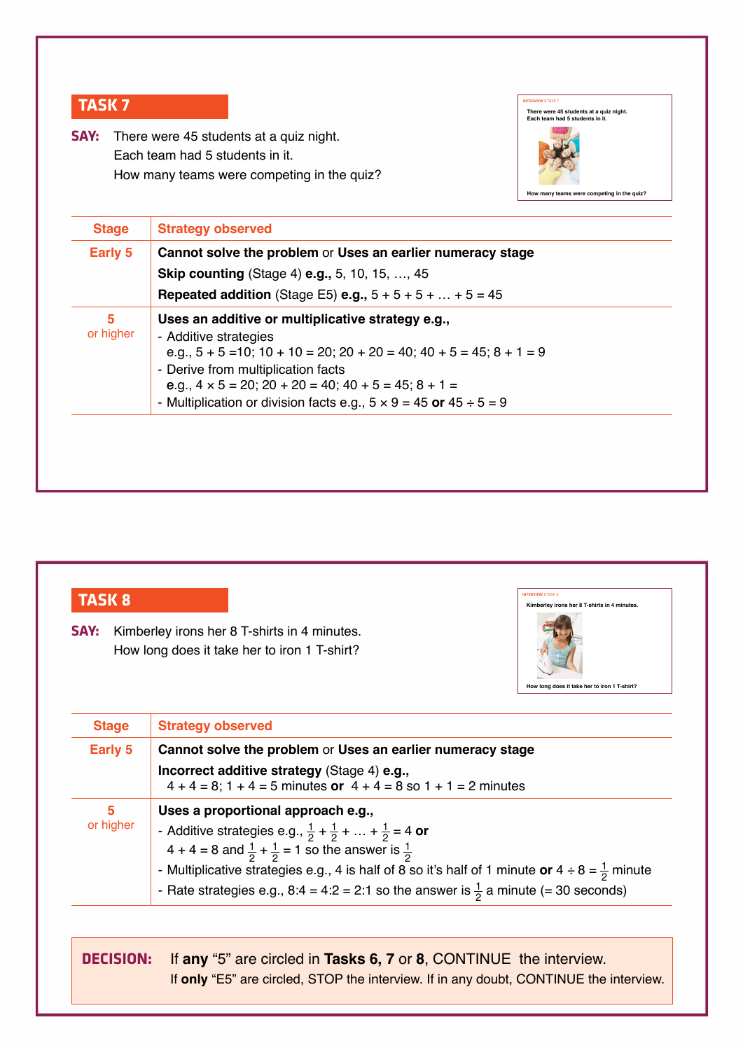## TASK 7

**SAY:** There were 45 students at a quiz night.
Each team had 5 students in it.
How many teams were competing in the quiz?

INTERVIEW 3 TASK 7

There were 45 students at a quiz night.
Each team had 5 students in it.

How many teams were competing in the quiz?

| Stage | Strategy observed |
|---|---|
| Early 5 | **Cannot solve the problem** or **Uses an earlier numeracy stage**<br>**Skip counting** (Stage 4) **e.g.,** 5, 10, 15, …, 45<br>**Repeated addition** (Stage E5) **e.g.,** 5 + 5 + 5 + … + 5 = 45 |
| 5 or higher | **Uses an additive or multiplicative strategy e.g.,**<br>- Additive strategies e.g., 5 + 5 =10; 10 + 10 = 20; 20 + 20 = 40; 40 + 5 = 45; 8 + 1 = 9<br>- Derive from multiplication facts e.g., 4 × 5 = 20; 20 + 20 = 40; 40 + 5 = 45; 8 + 1 =<br>- Multiplication or division facts e.g., 5 × 9 = 45 **or** 45 ÷ 5 = 9 |

## TASK 8

**SAY:** Kimberley irons her 8 T-shirts in 4 minutes.
How long does it take her to iron 1 T-shirt?

INTERVIEW 3 TASK 8

Kimberley irons her 8 T-shirts in 4 minutes.

How long does it take her to iron 1 T-shirt?

| Stage | Strategy observed |
|---|---|
| Early 5 | **Cannot solve the problem** or **Uses an earlier numeracy stage**<br>**Incorrect additive strategy** (Stage 4) **e.g.,** 4 + 4 = 8; 1 + 4 = 5 minutes **or** 4 + 4 = 8 so 1 + 1 = 2 minutes |
| 5 or higher | **Uses a proportional approach e.g.,**<br>- Additive strategies e.g., $\frac{1}{2} + \frac{1}{2} + \ldots + \frac{1}{2} = 4$ **or** 4 + 4 = 8 and $\frac{1}{2} + \frac{1}{2} = 1$ so the answer is $\frac{1}{2}$<br>- Multiplicative strategies e.g., 4 is half of 8 so it's half of 1 minute **or** $4 \div 8 = \frac{1}{2}$ minute<br>- Rate strategies e.g., 8:4 = 4:2 = 2:1 so the answer is $\frac{1}{2}$ a minute (= 30 seconds) |

**DECISION:** If **any** "5" are circled in **Tasks 6, 7** or **8**, CONTINUE the interview.
If **only** "E5" are circled, STOP the interview. If in any doubt, CONTINUE the interview.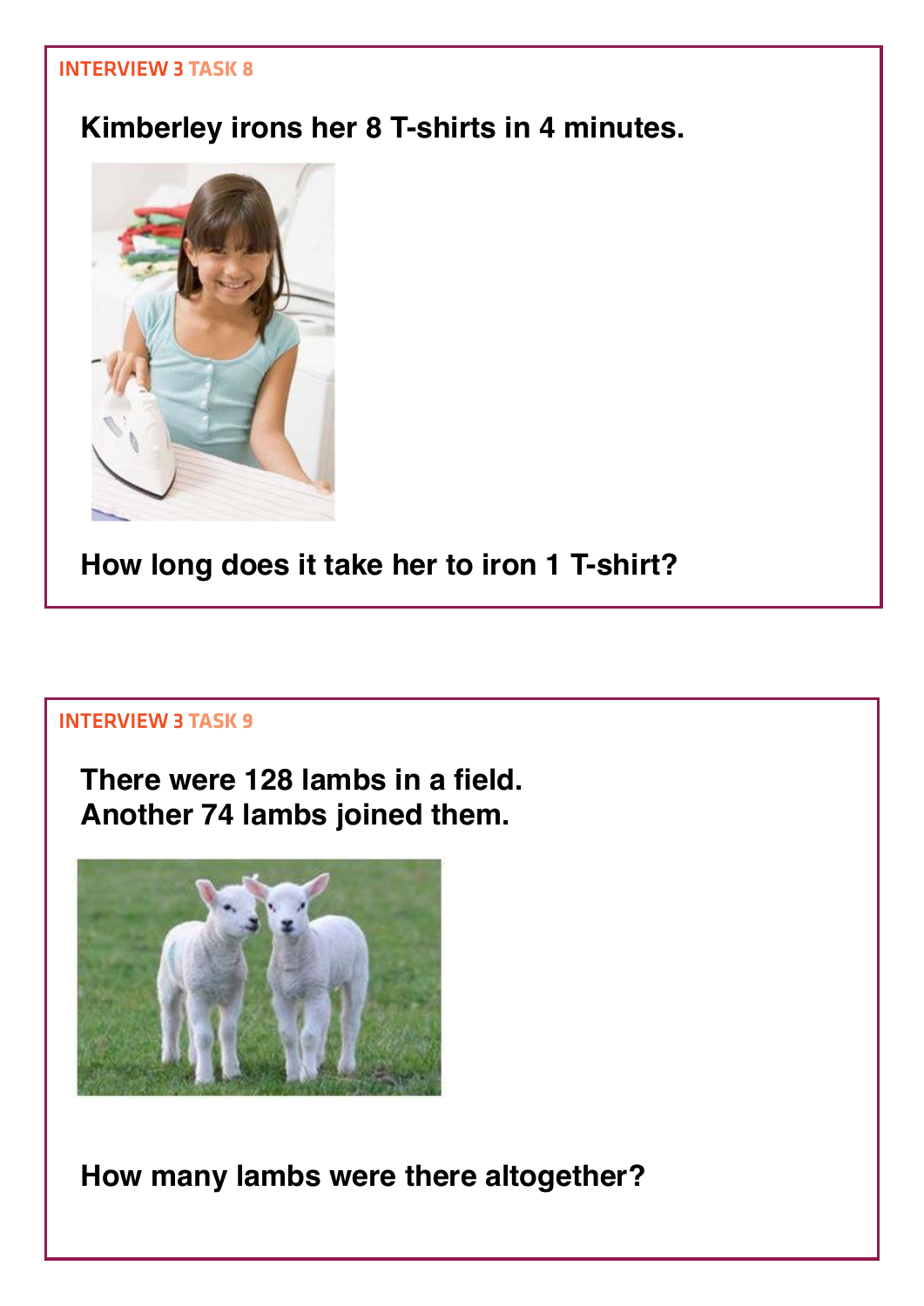INTERVIEW 3 TASK 8

**Kimberley irons her 8 T-shirts in 4 minutes.**

**How long does it take her to iron 1 T-shirt?**

INTERVIEW 3 TASK 9

**There were 128 lambs in a field.**
**Another 74 lambs joined them.**

**How many lambs were there altogether?**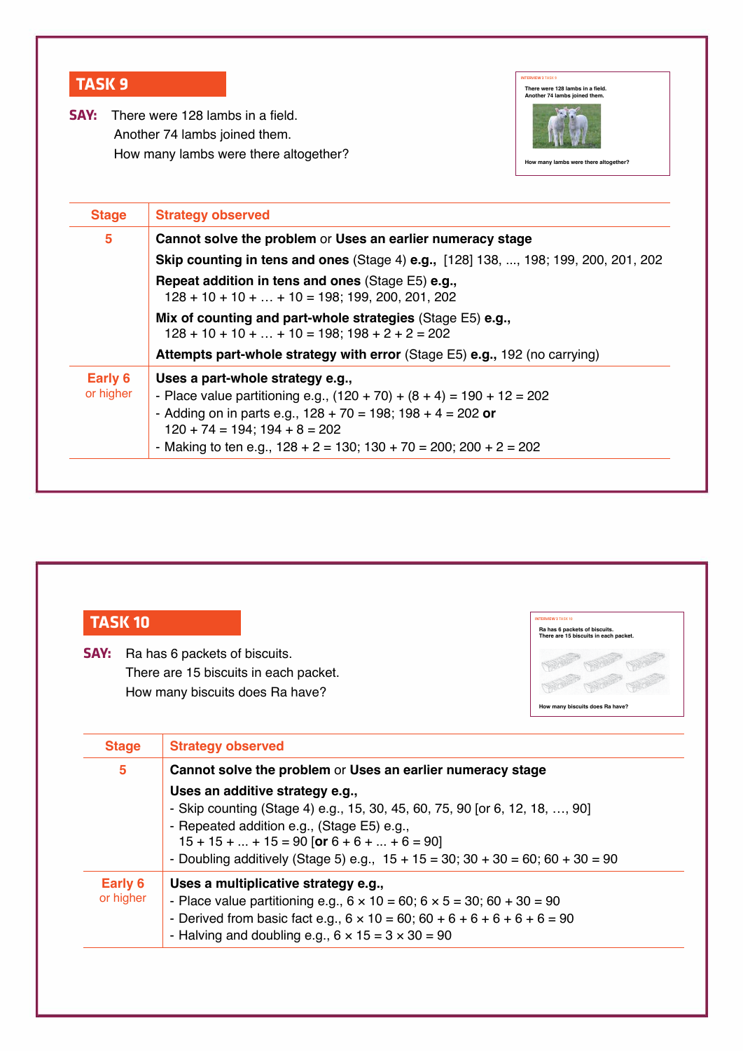## TASK 9

**SAY:** There were 128 lambs in a field.
Another 74 lambs joined them.
How many lambs were there altogether?

INTERVIEW 3 TASK 9

There were 128 lambs in a field.
Another 74 lambs joined them.

How many lambs were there altogether?

| Stage | Strategy observed |
|---|---|
| 5 | **Cannot solve the problem** or **Uses an earlier numeracy stage**<br>**Skip counting in tens and ones** (Stage 4) **e.g.,** [128] 138, ..., 198; 199, 200, 201, 202<br>**Repeat addition in tens and ones** (Stage E5) **e.g.,** 128 + 10 + 10 + … + 10 = 198; 199, 200, 201, 202<br>**Mix of counting and part-whole strategies** (Stage E5) **e.g.,** 128 + 10 + 10 + … + 10 = 198; 198 + 2 + 2 = 202<br>**Attempts part-whole strategy with error** (Stage E5) **e.g.,** 192 (no carrying) |
| Early 6 or higher | **Uses a part-whole strategy e.g.,**<br>- Place value partitioning e.g., (120 + 70) + (8 + 4) = 190 + 12 = 202<br>- Adding on in parts e.g., 128 + 70 = 198; 198 + 4 = 202 **or** 120 + 74 = 194; 194 + 8 = 202<br>- Making to ten e.g., 128 + 2 = 130; 130 + 70 = 200; 200 + 2 = 202 |

## TASK 10

**SAY:** Ra has 6 packets of biscuits.
There are 15 biscuits in each packet.
How many biscuits does Ra have?

INTERVIEW 3 TASK 10

Ra has 6 packets of biscuits.
There are 15 biscuits in each packet.

How many biscuits does Ra have?

| Stage | Strategy observed |
|---|---|
| 5 | **Cannot solve the problem** or **Uses an earlier numeracy stage**<br>**Uses an additive strategy e.g.,**<br>- Skip counting (Stage 4) e.g., 15, 30, 45, 60, 75, 90 [or 6, 12, 18, …, 90]<br>- Repeated addition e.g., (Stage E5) e.g., 15 + 15 + ... + 15 = 90 [**or** 6 + 6 + ... + 6 = 90]<br>- Doubling additively (Stage 5) e.g., 15 + 15 = 30; 30 + 30 = 60; 60 + 30 = 90 |
| Early 6 or higher | **Uses a multiplicative strategy e.g.,**<br>- Place value partitioning e.g., 6 × 10 = 60; 6 × 5 = 30; 60 + 30 = 90<br>- Derived from basic fact e.g., 6 × 10 = 60; 60 + 6 + 6 + 6 + 6 + 6 = 90<br>- Halving and doubling e.g., 6 × 15 = 3 × 30 = 90 |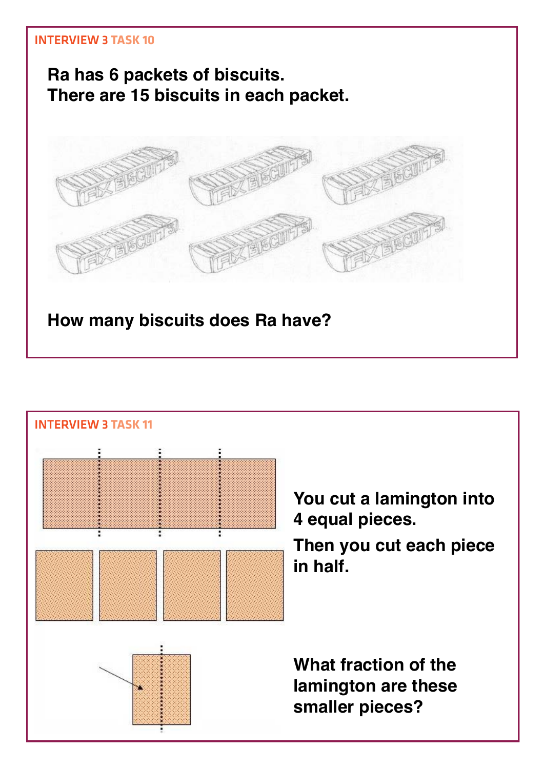INTERVIEW 3 TASK 10

**Ra has 6 packets of biscuits.**
**There are 15 biscuits in each packet.**

**How many biscuits does Ra have?**

INTERVIEW 3 TASK 11

**You cut a lamington into 4 equal pieces.**

**Then you cut each piece in half.**

**What fraction of the lamington are these smaller pieces?**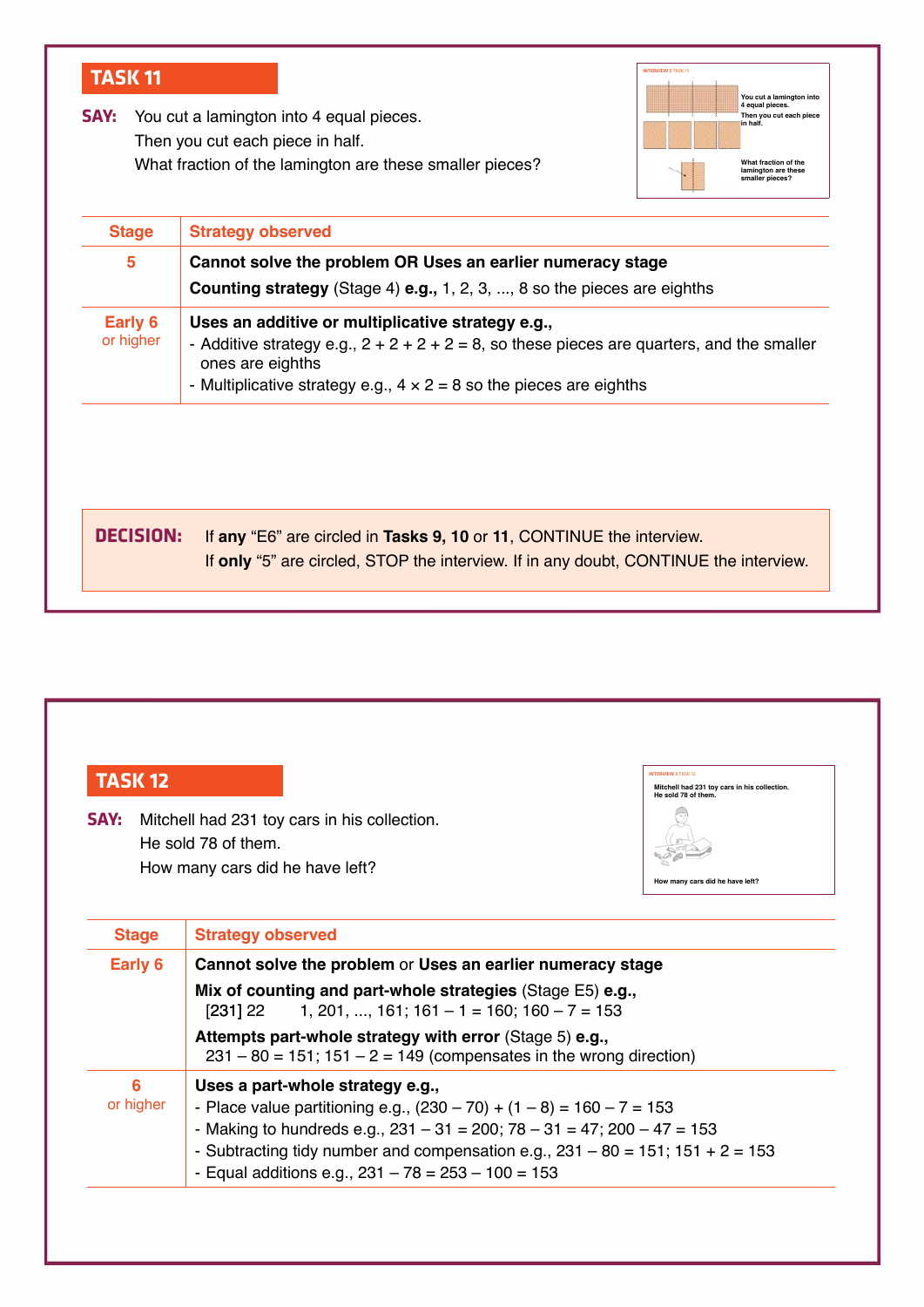## TASK 11

**SAY:** You cut a lamington into 4 equal pieces.
Then you cut each piece in half.
What fraction of the lamington are these smaller pieces?

| Stage | Strategy observed |
| --- | --- |
| 5 | **Cannot solve the problem OR Uses an earlier numeracy stage**<br>**Counting strategy** (Stage 4) **e.g.,** 1, 2, 3, ..., 8 so the pieces are eighths |
| Early 6 or higher | **Uses an additive or multiplicative strategy e.g.,**<br>- Additive strategy e.g., 2 + 2 + 2 + 2 = 8, so these pieces are quarters, and the smaller ones are eighths<br>- Multiplicative strategy e.g., 4 × 2 = 8 so the pieces are eighths |

**DECISION:** If **any** “E6” are circled in **Tasks 9, 10** or **11**, CONTINUE the interview. If **only** “5” are circled, STOP the interview. If in any doubt, CONTINUE the interview.

## TASK 12

**SAY:** Mitchell had 231 toy cars in his collection.
He sold 78 of them.
How many cars did he have left?

| Stage | Strategy observed |
| --- | --- |
| Early 6 | **Cannot solve the problem** or **Uses an earlier numeracy stage**<br>**Mix of counting and part-whole strategies** (Stage E5) **e.g.,**<br>[231] 22 1, 201, ..., 161; 161 – 1 = 160; 160 – 7 = 153<br>**Attempts part-whole strategy with error** (Stage 5) **e.g.,**<br>231 – 80 = 151; 151 – 2 = 149 (compensates in the wrong direction) |
| 6 or higher | **Uses a part-whole strategy e.g.,**<br>- Place value partitioning e.g., (230 – 70) + (1 – 8) = 160 – 7 = 153<br>- Making to hundreds e.g., 231 – 31 = 200; 78 – 31 = 47; 200 – 47 = 153<br>- Subtracting tidy number and compensation e.g., 231 – 80 = 151; 151 + 2 = 153<br>- Equal additions e.g., 231 – 78 = 253 – 100 = 153 |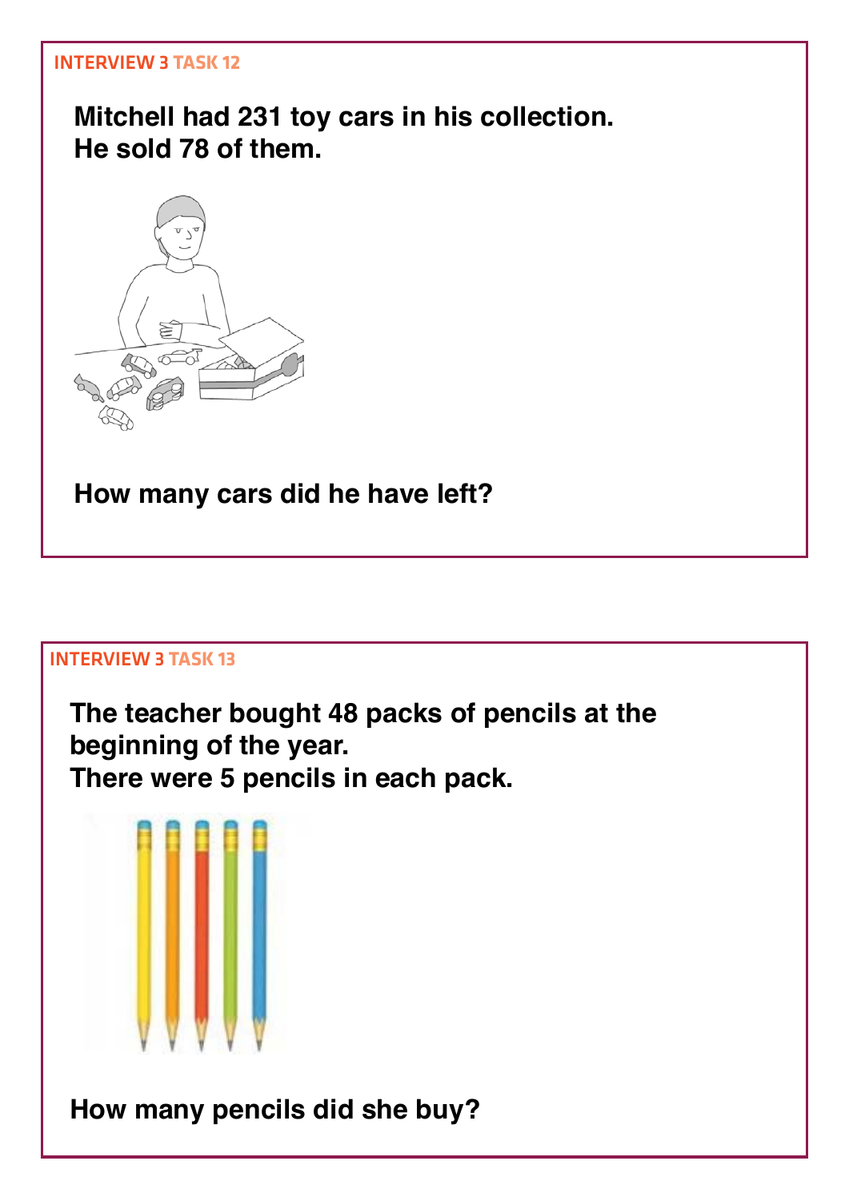INTERVIEW 3 TASK 12

**Mitchell had 231 toy cars in his collection.**
**He sold 78 of them.**

**How many cars did he have left?**

INTERVIEW 3 TASK 13

**The teacher bought 48 packs of pencils at the beginning of the year.**
**There were 5 pencils in each pack.**

**How many pencils did she buy?**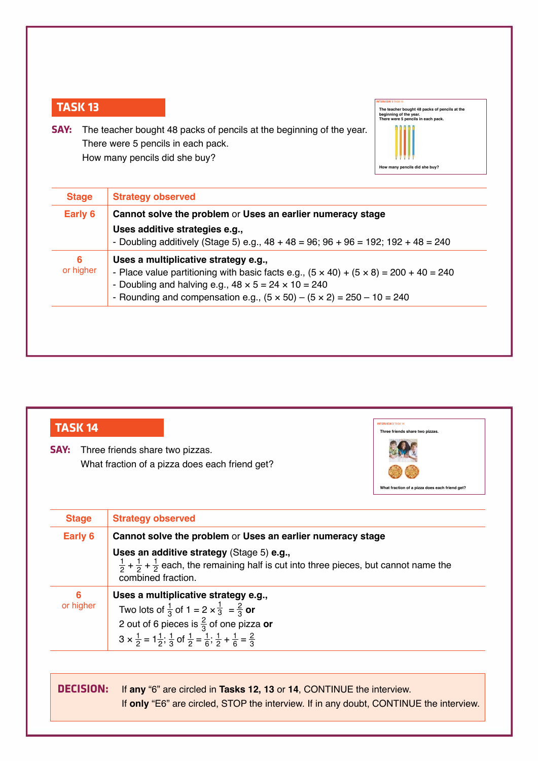## TASK 13

**SAY:** The teacher bought 48 packs of pencils at the beginning of the year.
There were 5 pencils in each pack.
How many pencils did she buy?

| Stage | Strategy observed |
| --- | --- |
| Early 6 | **Cannot solve the problem** or **Uses an earlier numeracy stage**<br>**Uses additive strategies e.g.,**<br>- Doubling additively (Stage 5) e.g., 48 + 48 = 96; 96 + 96 = 192; 192 + 48 = 240 |
| 6 or higher | **Uses a multiplicative strategy e.g.,**<br>- Place value partitioning with basic facts e.g., $(5 \times 40) + (5 \times 8) = 200 + 40 = 240$<br>- Doubling and halving e.g., $48 \times 5 = 24 \times 10 = 240$<br>- Rounding and compensation e.g., $(5 \times 50) - (5 \times 2) = 250 - 10 = 240$ |

## TASK 14

**SAY:** Three friends share two pizzas.
What fraction of a pizza does each friend get?

| Stage | Strategy observed |
| --- | --- |
| Early 6 | **Cannot solve the problem** or **Uses an earlier numeracy stage**<br>**Uses an additive strategy** (Stage 5) **e.g.,**<br>$\frac{1}{2} + \frac{1}{2} + \frac{1}{2}$ each, the remaining half is cut into three pieces, but cannot name the combined fraction. |
| 6 or higher | **Uses a multiplicative strategy e.g.,**<br>Two lots of $\frac{1}{3}$ of 1 = $2 \times \frac{1}{3} = \frac{2}{3}$ **or**<br>2 out of 6 pieces is $\frac{2}{3}$ of one pizza **or**<br>$3 \times \frac{1}{2} = 1\frac{1}{2}$; $\frac{1}{3}$ of $\frac{1}{2} = \frac{1}{6}$; $\frac{1}{2} + \frac{1}{6} = \frac{2}{3}$ |

**DECISION:** If **any** "6" are circled in **Tasks 12, 13** or **14**, CONTINUE the interview.
If **only** "E6" are circled, STOP the interview. If in any doubt, CONTINUE the interview.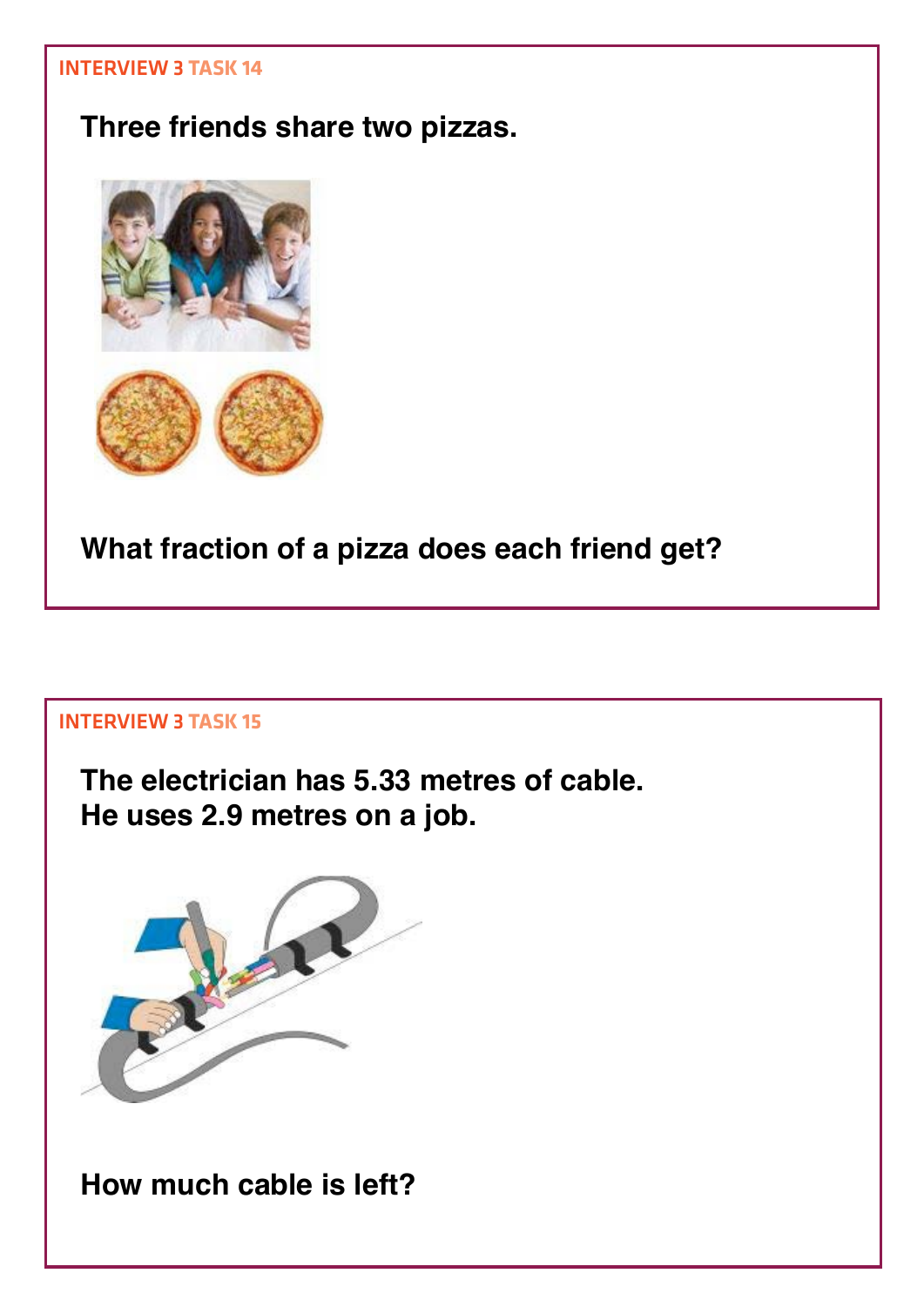INTERVIEW 3 TASK 14

**Three friends share two pizzas.**

**What fraction of a pizza does each friend get?**

INTERVIEW 3 TASK 15

**The electrician has 5.33 metres of cable.**
**He uses 2.9 metres on a job.**

**How much cable is left?**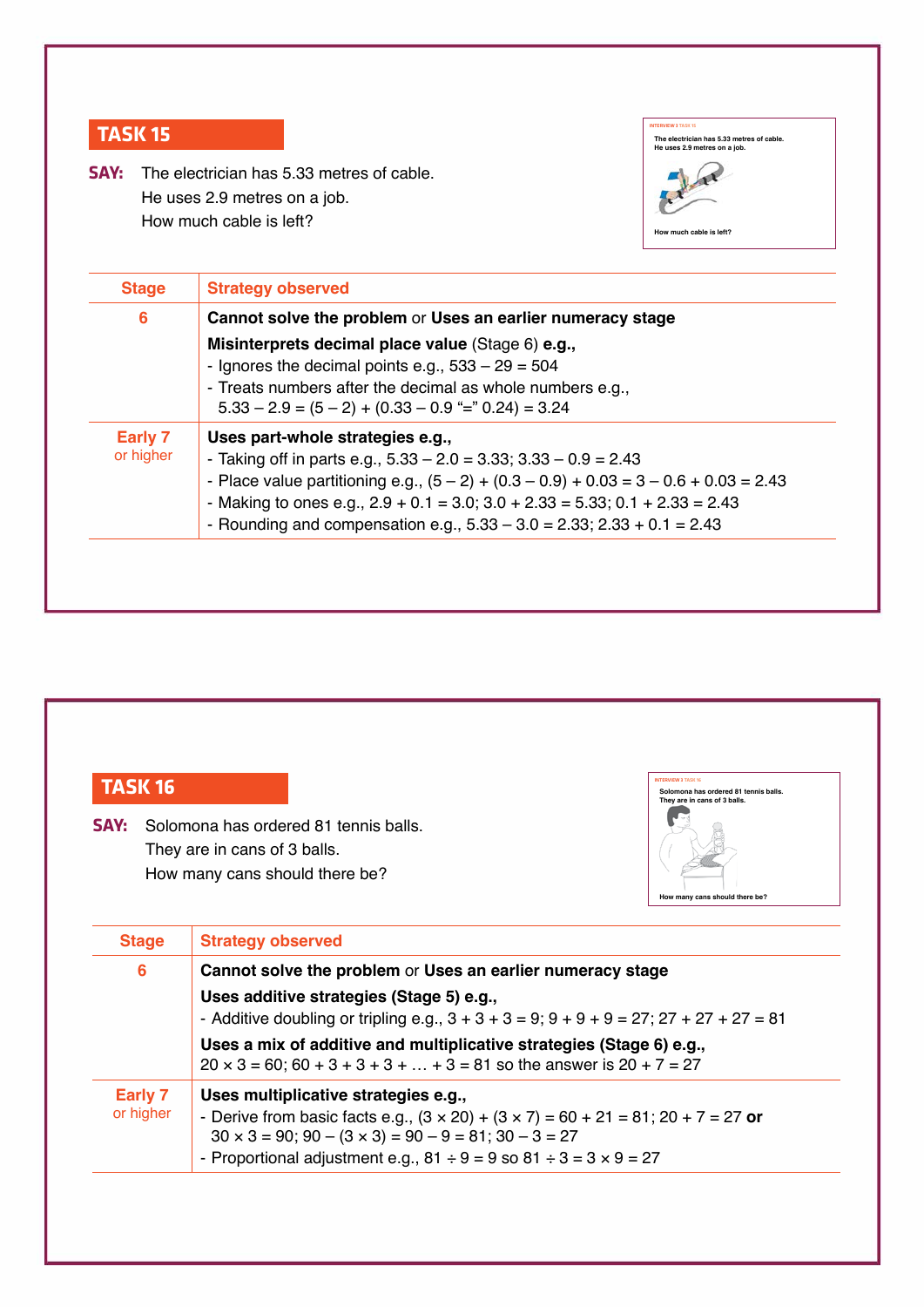## TASK 15

**SAY:** The electrician has 5.33 metres of cable.
He uses 2.9 metres on a job.
How much cable is left?

| Stage | Strategy observed |
| --- | --- |
| 6 | **Cannot solve the problem** or **Uses an earlier numeracy stage**<br>**Misinterprets decimal place value** (Stage 6) **e.g.,**<br>- Ignores the decimal points e.g., 533 – 29 = 504<br>- Treats numbers after the decimal as whole numbers e.g., 5.33 – 2.9 = (5 – 2) + (0.33 – 0.9 "=" 0.24) = 3.24 |
| Early 7 or higher | **Uses part-whole strategies e.g.,**<br>- Taking off in parts e.g., 5.33 – 2.0 = 3.33; 3.33 – 0.9 = 2.43<br>- Place value partitioning e.g., (5 – 2) + (0.3 – 0.9) + 0.03 = 3 – 0.6 + 0.03 = 2.43<br>- Making to ones e.g., 2.9 + 0.1 = 3.0; 3.0 + 2.33 = 5.33; 0.1 + 2.33 = 2.43<br>- Rounding and compensation e.g., 5.33 – 3.0 = 2.33; 2.33 + 0.1 = 2.43 |

## TASK 16

**SAY:** Solomona has ordered 81 tennis balls.
They are in cans of 3 balls.
How many cans should there be?

| Stage | Strategy observed |
| --- | --- |
| 6 | **Cannot solve the problem** or **Uses an earlier numeracy stage**<br>**Uses additive strategies (Stage 5) e.g.,**<br>- Additive doubling or tripling e.g., 3 + 3 + 3 = 9; 9 + 9 + 9 = 27; 27 + 27 + 27 = 81<br>**Uses a mix of additive and multiplicative strategies (Stage 6) e.g.,**<br>20 × 3 = 60; 60 + 3 + 3 + 3 + … + 3 = 81 so the answer is 20 + 7 = 27 |
| Early 7 or higher | **Uses multiplicative strategies e.g.,**<br>- Derive from basic facts e.g., (3 × 20) + (3 × 7) = 60 + 21 = 81; 20 + 7 = 27 **or** 30 × 3 = 90; 90 – (3 × 3) = 90 – 9 = 81; 30 – 3 = 27<br>- Proportional adjustment e.g., 81 ÷ 9 = 9 so 81 ÷ 3 = 3 × 9 = 27 |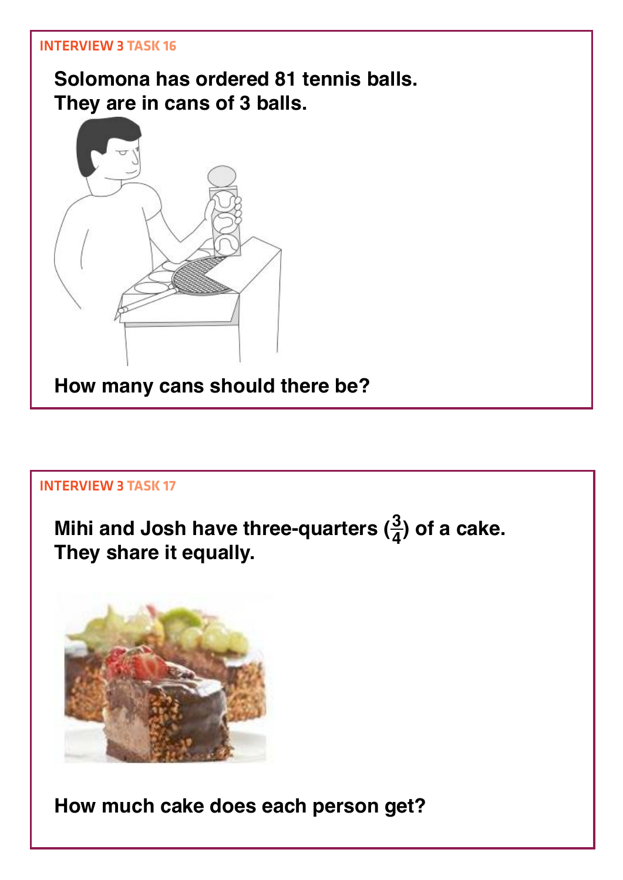#### INTERVIEW 3 TASK 16

**Solomona has ordered 81 tennis balls.**
**They are in cans of 3 balls.**

**How many cans should there be?**

#### INTERVIEW 3 TASK 17

**Mihi and Josh have three-quarters ($\frac{3}{4}$) of a cake.**
**They share it equally.**

**How much cake does each person get?**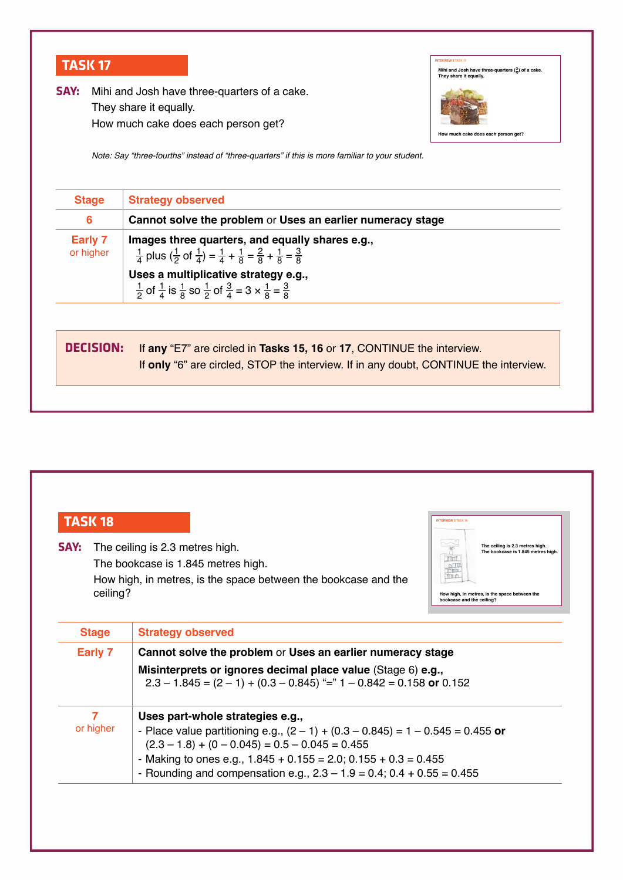## TASK 17

**SAY:** Mihi and Josh have three-quarters of a cake.
They share it equally.
How much cake does each person get?

*Note: Say "three-fourths" instead of "three-quarters" if this is more familiar to your student.*

| Stage | Strategy observed |
|---|---|
| 6 | **Cannot solve the problem** or **Uses an earlier numeracy stage** |
| Early 7 or higher | **Images three quarters, and equally shares e.g.,** $\frac{1}{4}$ plus ($\frac{1}{2}$ of $\frac{1}{4}$) = $\frac{1}{4} + \frac{1}{8} = \frac{2}{8} + \frac{1}{8} = \frac{3}{8}$ <br> **Uses a multiplicative strategy e.g.,** $\frac{1}{2}$ of $\frac{1}{4}$ is $\frac{1}{8}$ so $\frac{1}{2}$ of $\frac{3}{4} = 3 \times \frac{1}{8} = \frac{3}{8}$ |

**DECISION:** If **any** "E7" are circled in **Tasks 15, 16** or **17**, CONTINUE the interview.
If **only** "6" are circled, STOP the interview. If in any doubt, CONTINUE the interview.

## TASK 18

**SAY:** The ceiling is 2.3 metres high.
The bookcase is 1.845 metres high.
How high, in metres, is the space between the bookcase and the ceiling?

| Stage | Strategy observed |
|---|---|
| Early 7 | **Cannot solve the problem** or **Uses an earlier numeracy stage** <br> **Misinterprets or ignores decimal place value** (Stage 6) **e.g.,** 2.3 – 1.845 = (2 – 1) + (0.3 – 0.845) "=" 1 – 0.842 = 0.158 **or** 0.152 |
| 7 or higher | **Uses part-whole strategies e.g.,** <br> - Place value partitioning e.g., (2 – 1) + (0.3 – 0.845) = 1 – 0.545 = 0.455 **or** (2.3 – 1.8) + (0 – 0.045) = 0.5 – 0.045 = 0.455 <br> - Making to ones e.g., 1.845 + 0.155 = 2.0; 0.155 + 0.3 = 0.455 <br> - Rounding and compensation e.g., 2.3 – 1.9 = 0.4; 0.4 + 0.55 = 0.455 |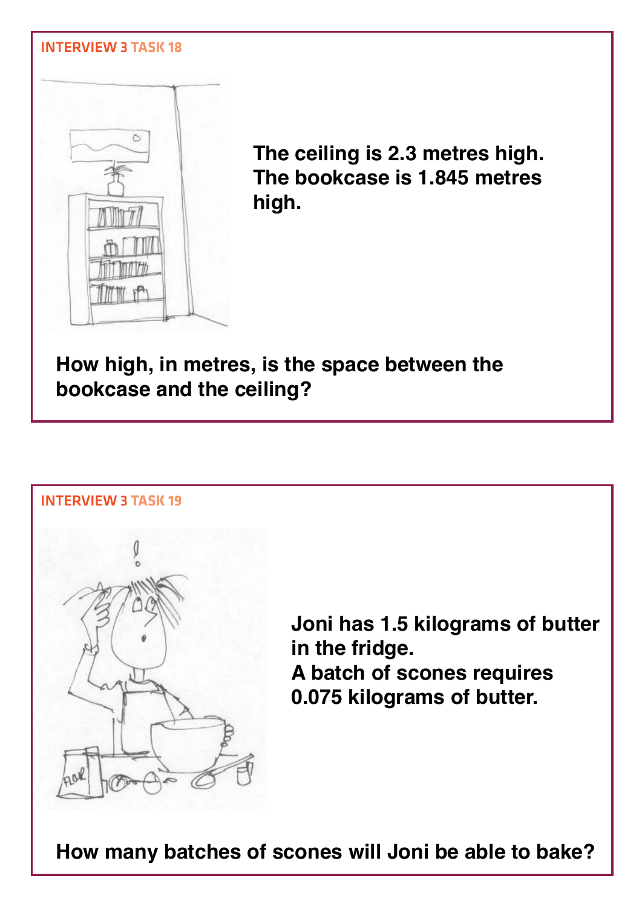## INTERVIEW 3 TASK 18

**The ceiling is 2.3 metres high. The bookcase is 1.845 metres high.**

**How high, in metres, is the space between the bookcase and the ceiling?**

## INTERVIEW 3 TASK 19

**Joni has 1.5 kilograms of butter in the fridge. A batch of scones requires 0.075 kilograms of butter.**

**How many batches of scones will Joni be able to bake?**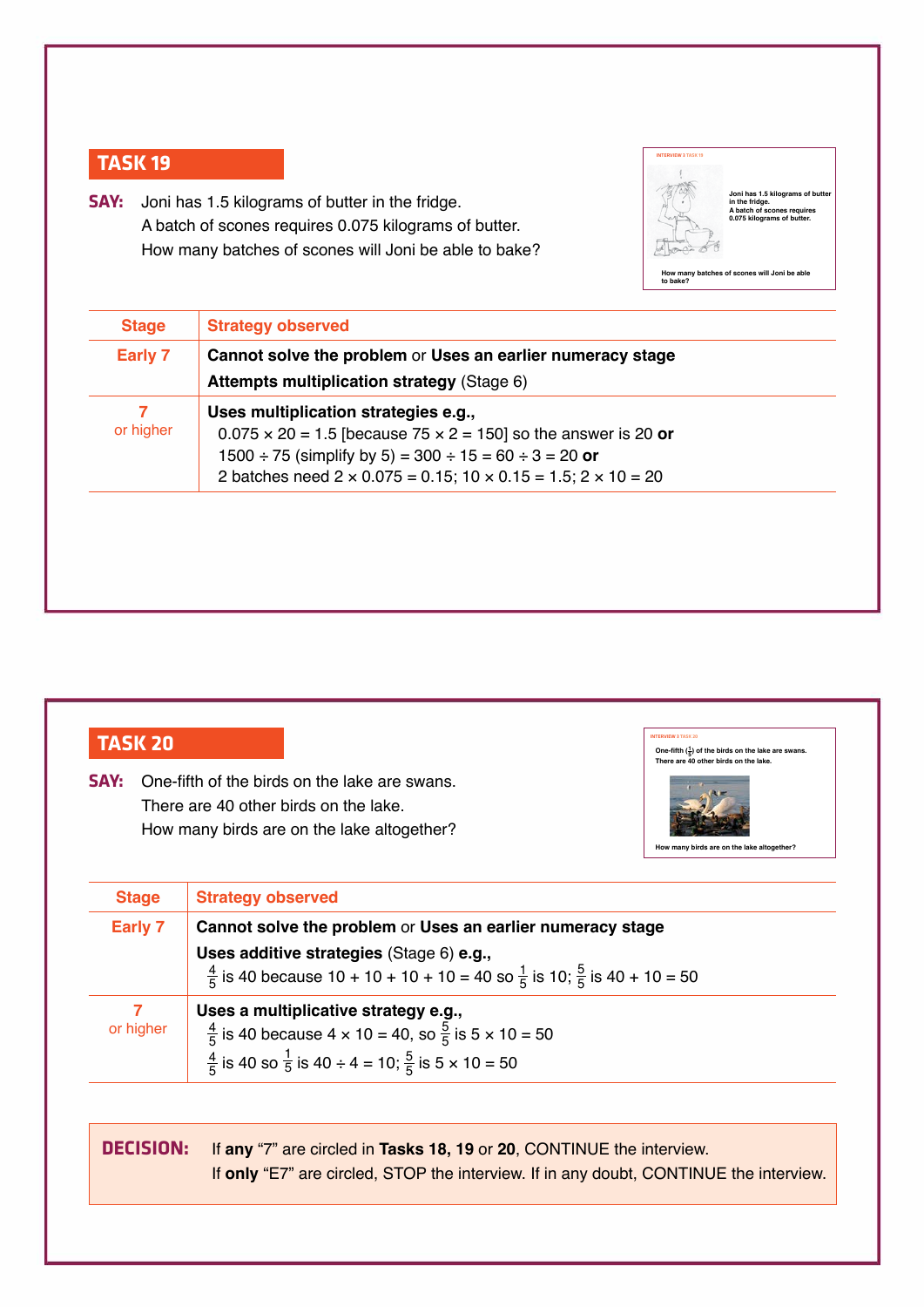## TASK 19

**SAY:** Joni has 1.5 kilograms of butter in the fridge.
A batch of scones requires 0.075 kilograms of butter.
How many batches of scones will Joni be able to bake?

| Stage | Strategy observed |
|---|---|
| Early 7 | **Cannot solve the problem** or **Uses an earlier numeracy stage**<br>**Attempts multiplication strategy** (Stage 6) |
| 7<br>or higher | **Uses multiplication strategies e.g.,**<br>$0.075 \times 20 = 1.5$ [because $75 \times 2 = 150$] so the answer is 20 **or**<br>$1500 \div 75$ (simplify by 5) $= 300 \div 15 = 60 \div 3 = 20$ **or**<br>2 batches need $2 \times 0.075 = 0.15$; $10 \times 0.15 = 1.5$; $2 \times 10 = 20$ |

## TASK 20

**SAY:** One-fifth of the birds on the lake are swans.
There are 40 other birds on the lake.
How many birds are on the lake altogether?

| Stage | Strategy observed |
|---|---|
| Early 7 | **Cannot solve the problem** or **Uses an earlier numeracy stage**<br>**Uses additive strategies** (Stage 6) **e.g.,**<br>$\frac{4}{5}$ is 40 because $10 + 10 + 10 + 10 = 40$ so $\frac{1}{5}$ is 10; $\frac{5}{5}$ is $40 + 10 = 50$ |
| 7<br>or higher | **Uses a multiplicative strategy e.g.,**<br>$\frac{4}{5}$ is 40 because $4 \times 10 = 40$, so $\frac{5}{5}$ is $5 \times 10 = 50$<br>$\frac{4}{5}$ is 40 so $\frac{1}{5}$ is $40 \div 4 = 10$; $\frac{5}{5}$ is $5 \times 10 = 50$ |

**DECISION:** If **any** "7" are circled in **Tasks 18, 19** or **20**, CONTINUE the interview.
If **only** "E7" are circled, STOP the interview. If in any doubt, CONTINUE the interview.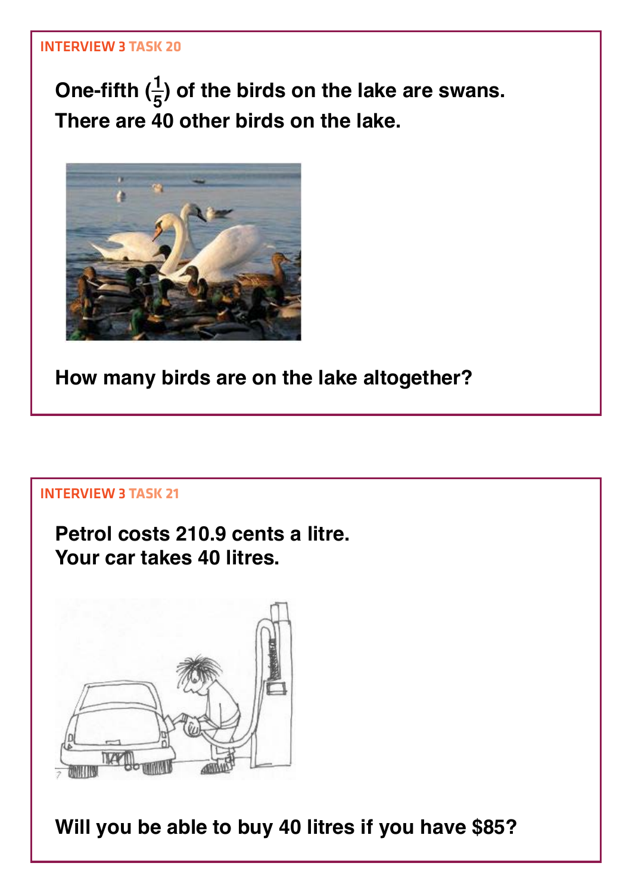## INTERVIEW 3 TASK 20

**One-fifth ($\frac{1}{5}$) of the birds on the lake are swans.**
**There are 40 other birds on the lake.**

**How many birds are on the lake altogether?**

## INTERVIEW 3 TASK 21

**Petrol costs 210.9 cents a litre.**
**Your car takes 40 litres.**

**Will you be able to buy 40 litres if you have $85?**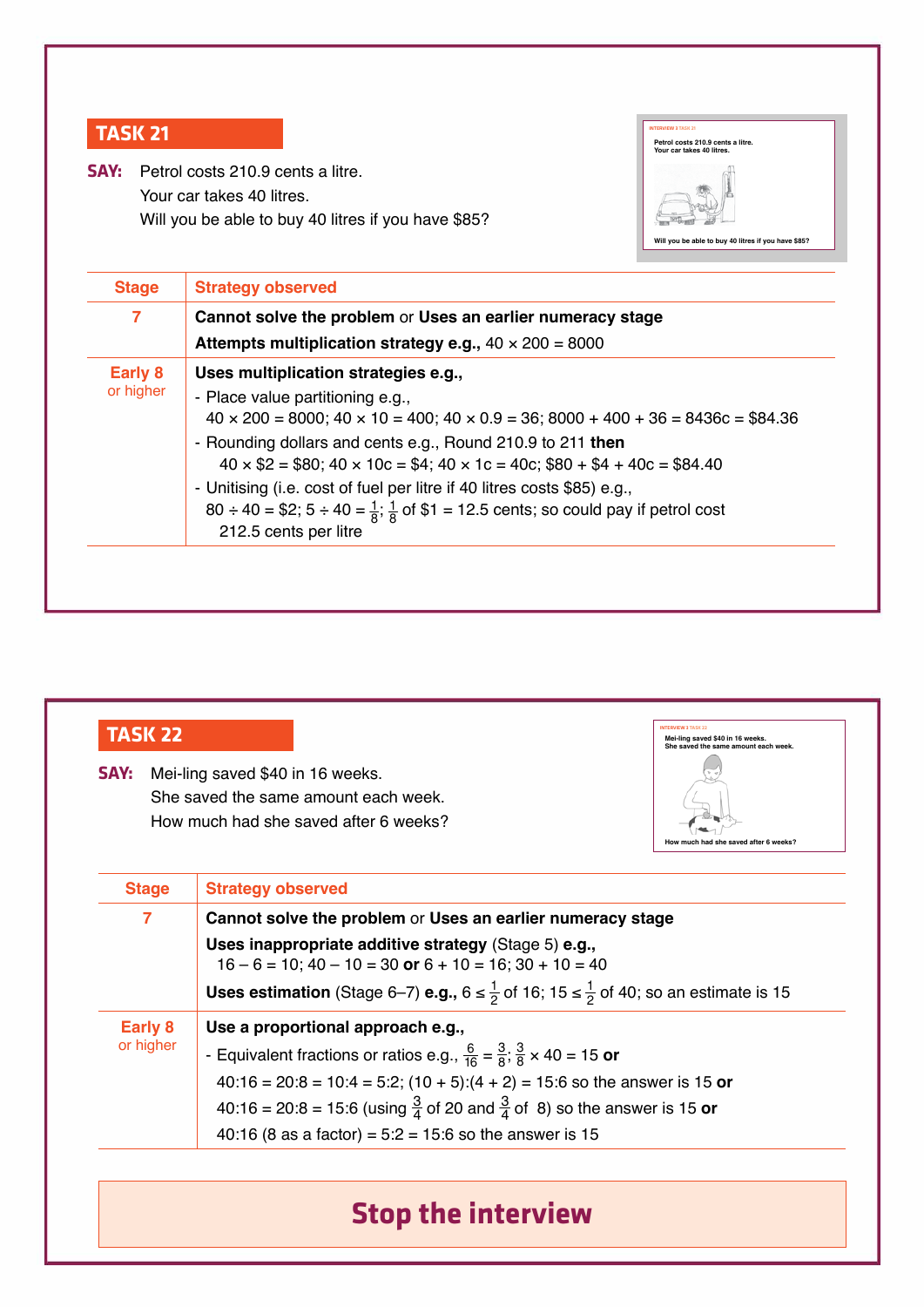## TASK 21

**SAY:** Petrol costs 210.9 cents a litre.
Your car takes 40 litres.
Will you be able to buy 40 litres if you have $85?

| Stage | Strategy observed |
|---|---|
| 7 | **Cannot solve the problem** or **Uses an earlier numeracy stage**<br>**Attempts multiplication strategy e.g.,** $40 \times 200 = 8000$ |
| Early 8 or higher | **Uses multiplication strategies e.g.,**<br>- Place value partitioning e.g.,<br>$40 \times 200 = 8000$; $40 \times 10 = 400$; $40 \times 0.9 = 36$; $8000 + 400 + 36 = 8436c = \$84.36$<br>- Rounding dollars and cents e.g., Round 210.9 to 211 **then**<br>$40 \times \$2 = \$80$; $40 \times 10c = \$4$; $40 \times 1c = 40c$; $\$80 + \$4 + 40c = \$84.40$<br>- Unitising (i.e. cost of fuel per litre if 40 litres costs $85) e.g.,<br>$80 \div 40 = \$2$; $5 \div 40 = \frac{1}{8}$; $\frac{1}{8}$ of \$1 = 12.5 cents; so could pay if petrol cost 212.5 cents per litre |

## TASK 22

**SAY:** Mei-ling saved $40 in 16 weeks.
She saved the same amount each week.
How much had she saved after 6 weeks?

| Stage | Strategy observed |
|---|---|
| 7 | **Cannot solve the problem** or **Uses an earlier numeracy stage**<br>**Uses inappropriate additive strategy** (Stage 5) **e.g.,**<br>$16 - 6 = 10$; $40 - 10 = 30$ **or** $6 + 10 = 16$; $30 + 10 = 40$<br>**Uses estimation** (Stage 6–7) **e.g.,** $6 \leq \frac{1}{2}$ of 16; $15 \leq \frac{1}{2}$ of 40; so an estimate is 15 |
| Early 8 or higher | **Use a proportional approach e.g.,**<br>- Equivalent fractions or ratios e.g., $\frac{6}{16} = \frac{3}{8}$; $\frac{3}{8} \times 40 = 15$ **or**<br>$40:16 = 20:8 = 10:4 = 5:2$; $(10 + 5):(4 + 2) = 15:6$ so the answer is 15 **or**<br>$40:16 = 20:8 = 15:6$ (using $\frac{3}{4}$ of 20 and $\frac{3}{4}$ of 8) so the answer is 15 **or**<br>$40:16$ (8 as a factor) $= 5:2 = 15:6$ so the answer is 15 |

**Stop the interview**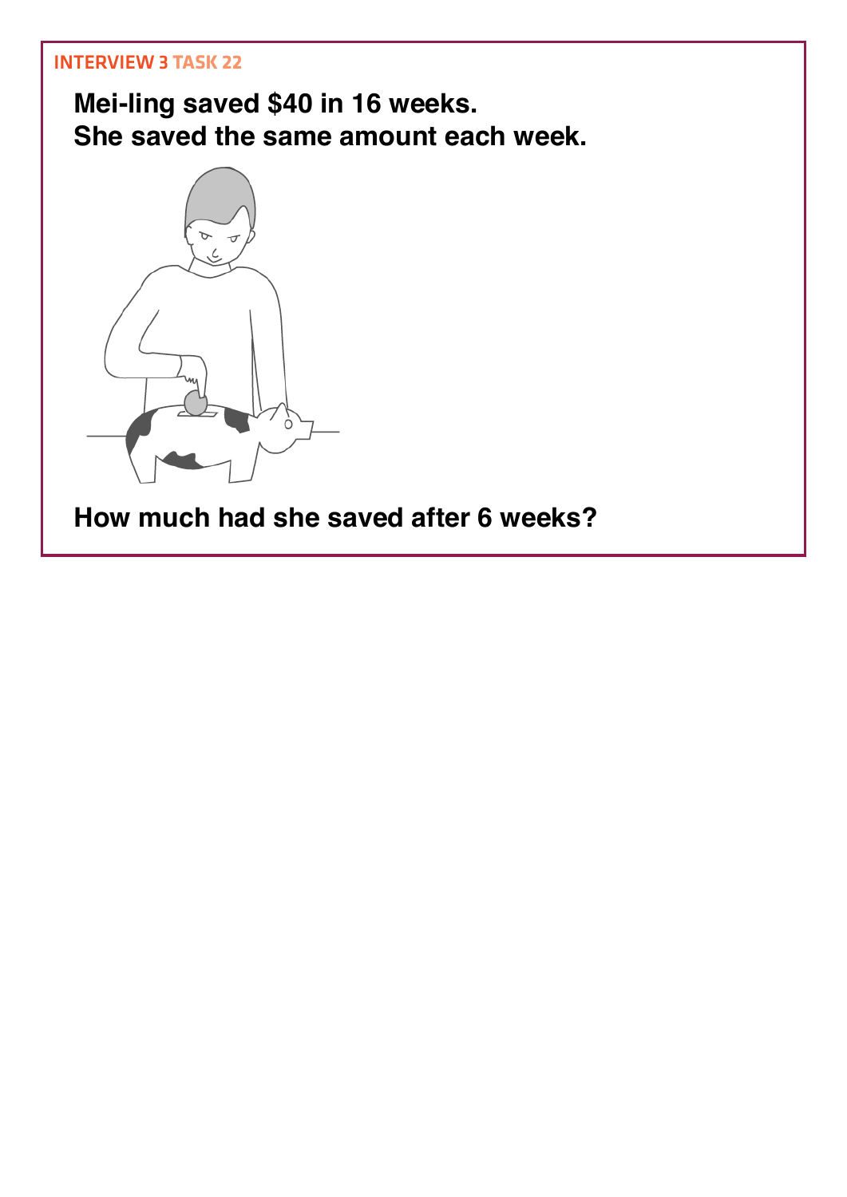INTERVIEW 3 TASK 22

**Mei-ling saved $40 in 16 weeks.**
**She saved the same amount each week.**

**How much had she saved after 6 weeks?**